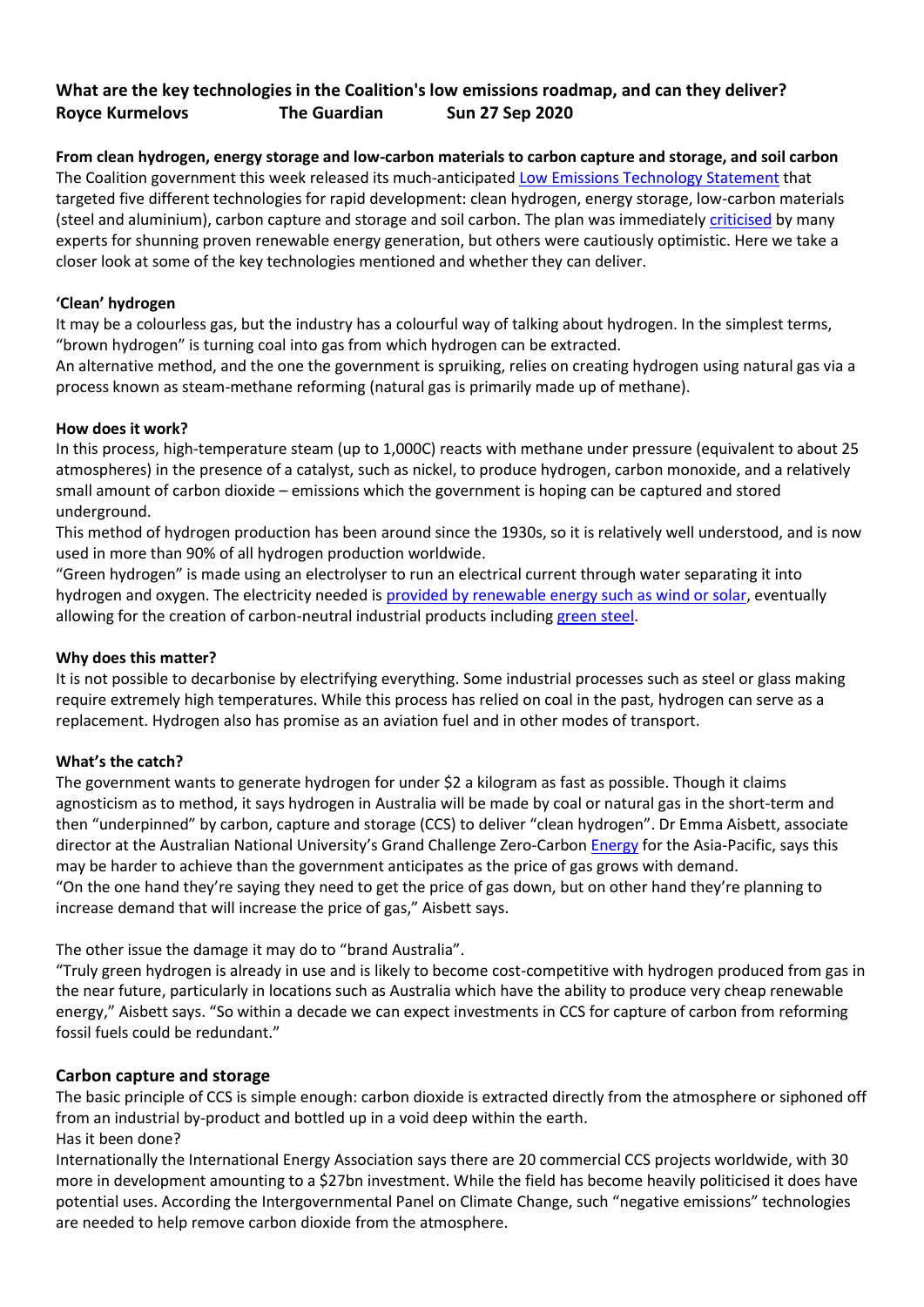**What are the key technologies in the Coalition's low emissions roadmap, and can they deliver?**
**Royce Kurmelovs The Guardian Sun 27 Sep 2020**

**From clean hydrogen, energy storage and low-carbon materials to carbon capture and storage, and soil carbon**

The Coalition government this week released its much-anticipated Low Emissions Technology Statement that targeted five different technologies for rapid development: clean hydrogen, energy storage, low-carbon materials (steel and aluminium), carbon capture and storage and soil carbon. The plan was immediately criticised by many experts for shunning proven renewable energy generation, but others were cautiously optimistic. Here we take a closer look at some of the key technologies mentioned and whether they can deliver.

**'Clean' hydrogen**

It may be a colourless gas, but the industry has a colourful way of talking about hydrogen. In the simplest terms, "brown hydrogen" is turning coal into gas from which hydrogen can be extracted.

An alternative method, and the one the government is spruiking, relies on creating hydrogen using natural gas via a process known as steam-methane reforming (natural gas is primarily made up of methane).

**How does it work?**

In this process, high-temperature steam (up to 1,000C) reacts with methane under pressure (equivalent to about 25 atmospheres) in the presence of a catalyst, such as nickel, to produce hydrogen, carbon monoxide, and a relatively small amount of carbon dioxide – emissions which the government is hoping can be captured and stored underground.

This method of hydrogen production has been around since the 1930s, so it is relatively well understood, and is now used in more than 90% of all hydrogen production worldwide.

"Green hydrogen" is made using an electrolyser to run an electrical current through water separating it into hydrogen and oxygen. The electricity needed is provided by renewable energy such as wind or solar, eventually allowing for the creation of carbon-neutral industrial products including green steel.

**Why does this matter?**

It is not possible to decarbonise by electrifying everything. Some industrial processes such as steel or glass making require extremely high temperatures. While this process has relied on coal in the past, hydrogen can serve as a replacement. Hydrogen also has promise as an aviation fuel and in other modes of transport.

**What's the catch?**

The government wants to generate hydrogen for under $2 a kilogram as fast as possible. Though it claims agnosticism as to method, it says hydrogen in Australia will be made by coal or natural gas in the short-term and then "underpinned" by carbon, capture and storage (CCS) to deliver "clean hydrogen". Dr Emma Aisbett, associate director at the Australian National University's Grand Challenge Zero-Carbon Energy for the Asia-Pacific, says this may be harder to achieve than the government anticipates as the price of gas grows with demand.

"On the one hand they're saying they need to get the price of gas down, but on other hand they're planning to increase demand that will increase the price of gas," Aisbett says.

The other issue the damage it may do to "brand Australia".

"Truly green hydrogen is already in use and is likely to become cost-competitive with hydrogen produced from gas in the near future, particularly in locations such as Australia which have the ability to produce very cheap renewable energy," Aisbett says. "So within a decade we can expect investments in CCS for capture of carbon from reforming fossil fuels could be redundant."

**Carbon capture and storage**

The basic principle of CCS is simple enough: carbon dioxide is extracted directly from the atmosphere or siphoned off from an industrial by-product and bottled up in a void deep within the earth.

Has it been done?

Internationally the International Energy Association says there are 20 commercial CCS projects worldwide, with 30 more in development amounting to a $27bn investment. While the field has become heavily politicised it does have potential uses. According the Intergovernmental Panel on Climate Change, such "negative emissions" technologies are needed to help remove carbon dioxide from the atmosphere.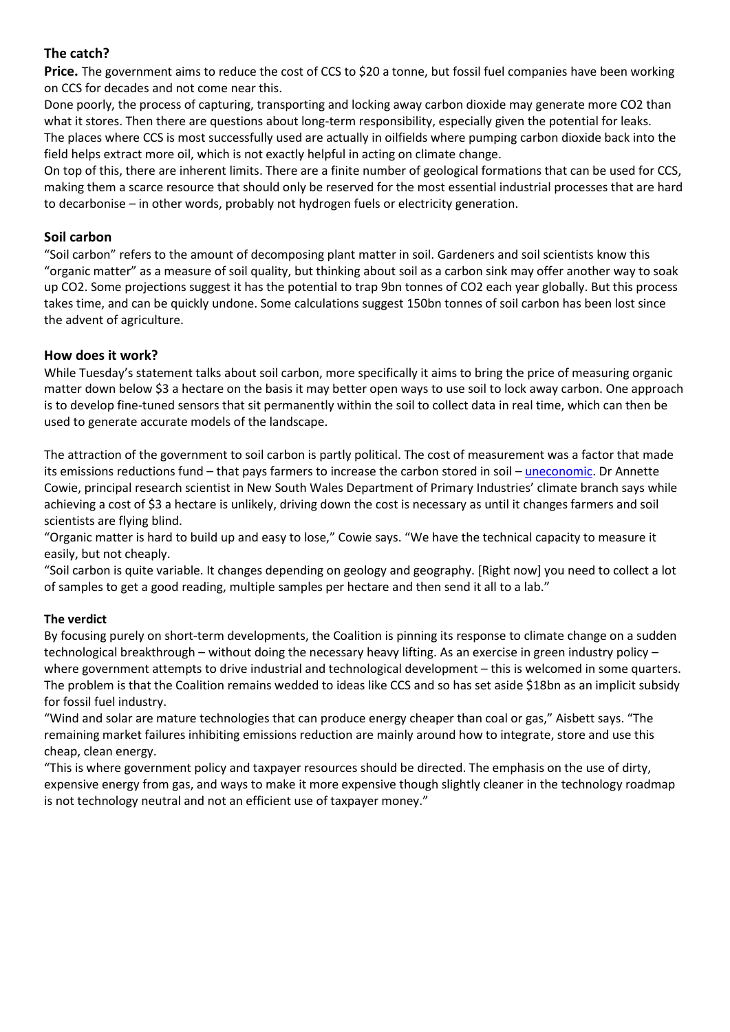### The catch?

**Price.** The government aims to reduce the cost of CCS to \$20 a tonne, but fossil fuel companies have been working on CCS for decades and not come near this.

Done poorly, the process of capturing, transporting and locking away carbon dioxide may generate more CO2 than what it stores. Then there are questions about long-term responsibility, especially given the potential for leaks.

The places where CCS is most successfully used are actually in oilfields where pumping carbon dioxide back into the field helps extract more oil, which is not exactly helpful in acting on climate change.

On top of this, there are inherent limits. There are a finite number of geological formations that can be used for CCS, making them a scarce resource that should only be reserved for the most essential industrial processes that are hard to decarbonise – in other words, probably not hydrogen fuels or electricity generation.

### Soil carbon

"Soil carbon" refers to the amount of decomposing plant matter in soil. Gardeners and soil scientists know this "organic matter" as a measure of soil quality, but thinking about soil as a carbon sink may offer another way to soak up CO2. Some projections suggest it has the potential to trap 9bn tonnes of CO2 each year globally. But this process takes time, and can be quickly undone. Some calculations suggest 150bn tonnes of soil carbon has been lost since the advent of agriculture.

### How does it work?

While Tuesday's statement talks about soil carbon, more specifically it aims to bring the price of measuring organic matter down below \$3 a hectare on the basis it may better open ways to use soil to lock away carbon. One approach is to develop fine-tuned sensors that sit permanently within the soil to collect data in real time, which can then be used to generate accurate models of the landscape.

The attraction of the government to soil carbon is partly political. The cost of measurement was a factor that made its emissions reductions fund – that pays farmers to increase the carbon stored in soil – uneconomic. Dr Annette Cowie, principal research scientist in New South Wales Department of Primary Industries' climate branch says while achieving a cost of \$3 a hectare is unlikely, driving down the cost is necessary as until it changes farmers and soil scientists are flying blind.

"Organic matter is hard to build up and easy to lose," Cowie says. "We have the technical capacity to measure it easily, but not cheaply.

"Soil carbon is quite variable. It changes depending on geology and geography. [Right now] you need to collect a lot of samples to get a good reading, multiple samples per hectare and then send it all to a lab."

### The verdict

By focusing purely on short-term developments, the Coalition is pinning its response to climate change on a sudden technological breakthrough – without doing the necessary heavy lifting. As an exercise in green industry policy – where government attempts to drive industrial and technological development – this is welcomed in some quarters. The problem is that the Coalition remains wedded to ideas like CCS and so has set aside \$18bn as an implicit subsidy for fossil fuel industry.

"Wind and solar are mature technologies that can produce energy cheaper than coal or gas," Aisbett says. "The remaining market failures inhibiting emissions reduction are mainly around how to integrate, store and use this cheap, clean energy.

"This is where government policy and taxpayer resources should be directed. The emphasis on the use of dirty, expensive energy from gas, and ways to make it more expensive though slightly cleaner in the technology roadmap is not technology neutral and not an efficient use of taxpayer money."